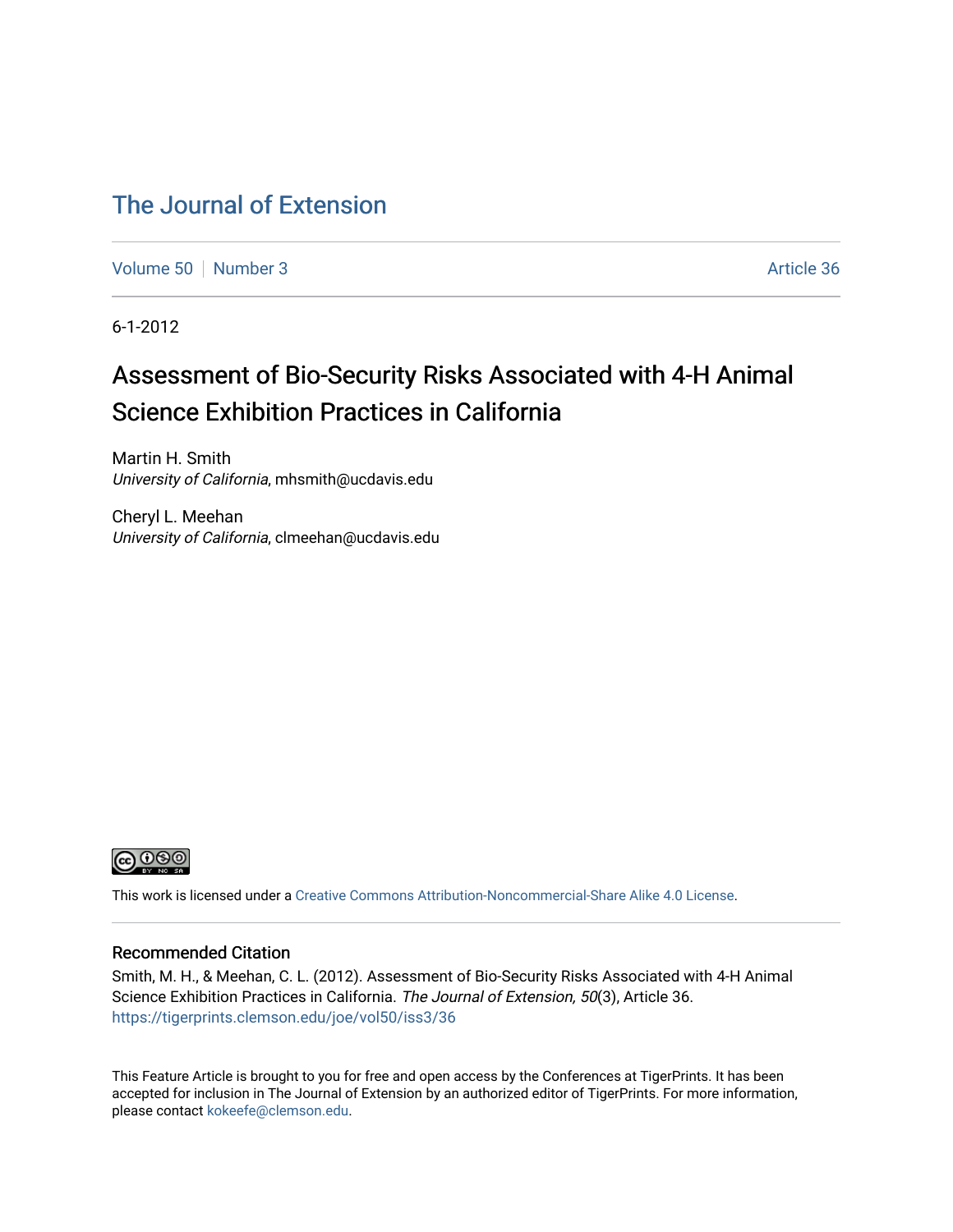# The Journal of Extension

Volume 50 | Number 3 | Article 36

6-1-2012

## Assessment of Bio-Security Risks Associated with 4-H Animal Science Exhibition Practices in California

Martin H. Smith
*University of California*, mhsmith@ucdavis.edu

Cheryl L. Meehan
*University of California*, clmeehan@ucdavis.edu

This work is licensed under a Creative Commons Attribution-Noncommercial-Share Alike 4.0 License.

### Recommended Citation

Smith, M. H., & Meehan, C. L. (2012). Assessment of Bio-Security Risks Associated with 4-H Animal Science Exhibition Practices in California. *The Journal of Extension, 50*(3), Article 36. https://tigerprints.clemson.edu/joe/vol50/iss3/36

This Feature Article is brought to you for free and open access by the Conferences at TigerPrints. It has been accepted for inclusion in The Journal of Extension by an authorized editor of TigerPrints. For more information, please contact kokeefe@clemson.edu.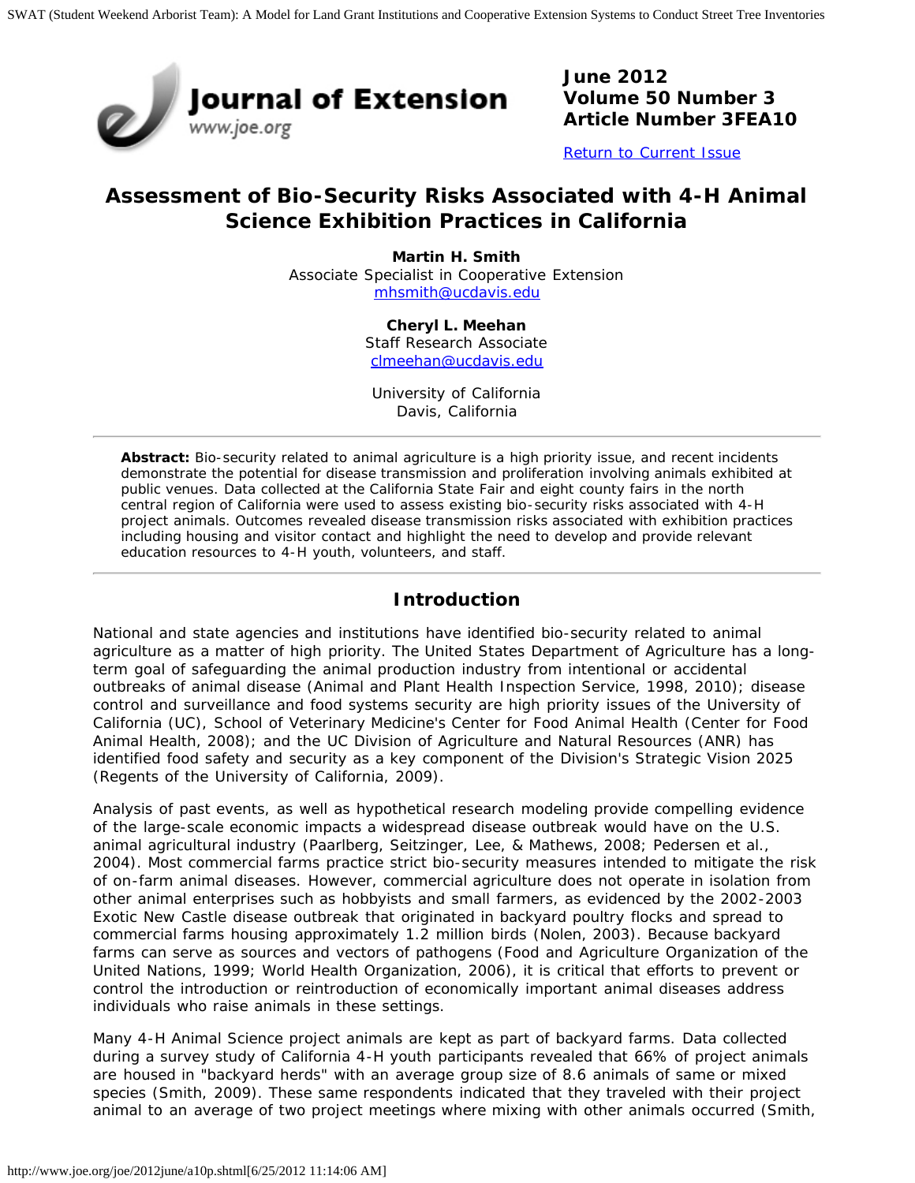June 2012
Volume 50 Number 3
Article Number 3FEA10

[Return to Current Issue](#)

# Assessment of Bio-Security Risks Associated with 4-H Animal Science Exhibition Practices in California

**Martin H. Smith**
Associate Specialist in Cooperative Extension
mhsmith@ucdavis.edu

**Cheryl L. Meehan**
Staff Research Associate
clmeehan@ucdavis.edu

University of California
Davis, California

**Abstract:** Bio-security related to animal agriculture is a high priority issue, and recent incidents demonstrate the potential for disease transmission and proliferation involving animals exhibited at public venues. Data collected at the California State Fair and eight county fairs in the north central region of California were used to assess existing bio-security risks associated with 4-H project animals. Outcomes revealed disease transmission risks associated with exhibition practices including housing and visitor contact and highlight the need to develop and provide relevant education resources to 4-H youth, volunteers, and staff.

## Introduction

National and state agencies and institutions have identified bio-security related to animal agriculture as a matter of high priority. The United States Department of Agriculture has a long-term goal of safeguarding the animal production industry from intentional or accidental outbreaks of animal disease (Animal and Plant Health Inspection Service, 1998, 2010); disease control and surveillance and food systems security are high priority issues of the University of California (UC), School of Veterinary Medicine's Center for Food Animal Health (Center for Food Animal Health, 2008); and the UC Division of Agriculture and Natural Resources (ANR) has identified food safety and security as a key component of the Division's Strategic Vision 2025 (Regents of the University of California, 2009).

Analysis of past events, as well as hypothetical research modeling provide compelling evidence of the large-scale economic impacts a widespread disease outbreak would have on the U.S. animal agricultural industry (Paarlberg, Seitzinger, Lee, & Mathews, 2008; Pedersen et al., 2004). Most commercial farms practice strict bio-security measures intended to mitigate the risk of on-farm animal diseases. However, commercial agriculture does not operate in isolation from other animal enterprises such as hobbyists and small farmers, as evidenced by the 2002-2003 Exotic New Castle disease outbreak that originated in backyard poultry flocks and spread to commercial farms housing approximately 1.2 million birds (Nolen, 2003). Because backyard farms can serve as sources and vectors of pathogens (Food and Agriculture Organization of the United Nations, 1999; World Health Organization, 2006), it is critical that efforts to prevent or control the introduction or reintroduction of economically important animal diseases address individuals who raise animals in these settings.

Many 4-H Animal Science project animals are kept as part of backyard farms. Data collected during a survey study of California 4-H youth participants revealed that 66% of project animals are housed in "backyard herds" with an average group size of 8.6 animals of same or mixed species (Smith, 2009). These same respondents indicated that they traveled with their project animal to an average of two project meetings where mixing with other animals occurred (Smith,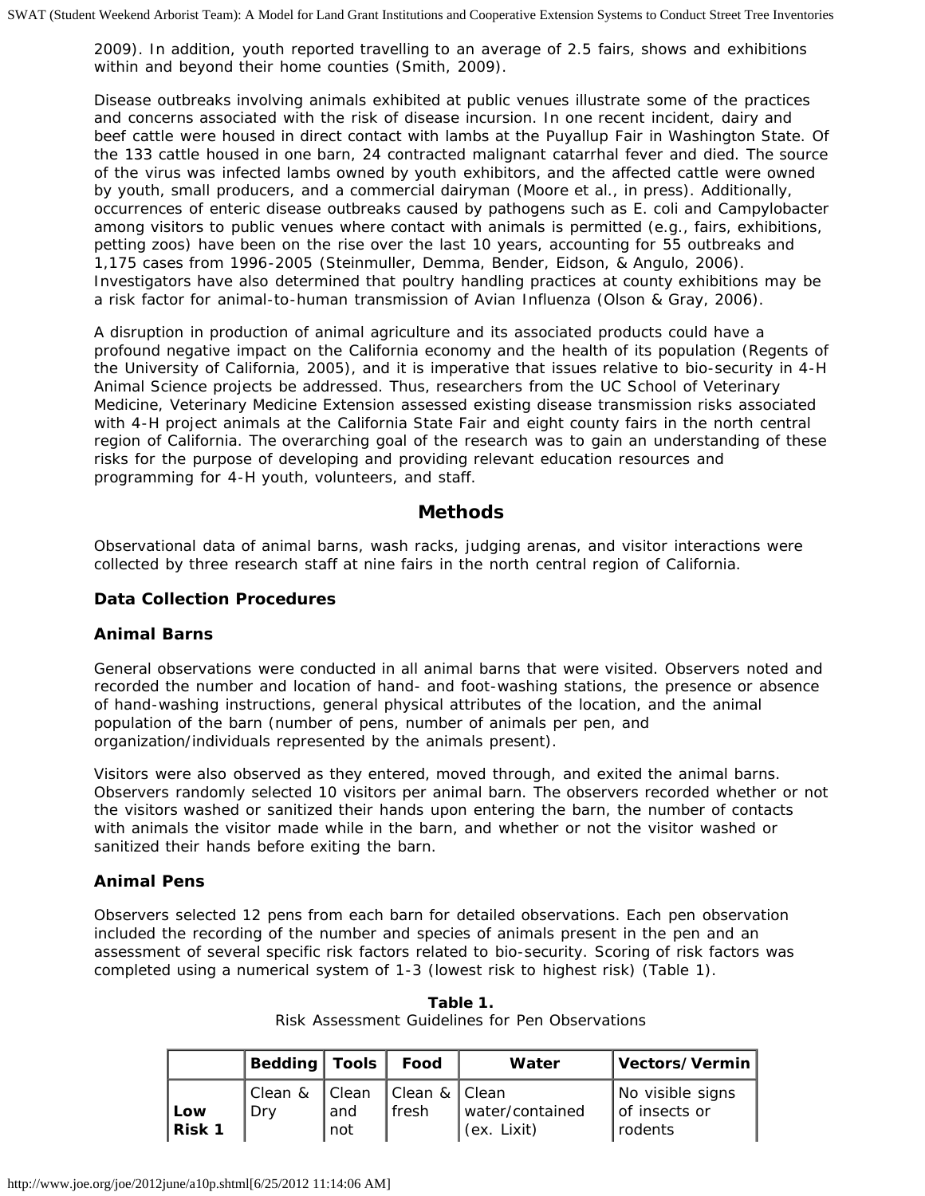2009). In addition, youth reported travelling to an average of 2.5 fairs, shows and exhibitions within and beyond their home counties (Smith, 2009).

Disease outbreaks involving animals exhibited at public venues illustrate some of the practices and concerns associated with the risk of disease incursion. In one recent incident, dairy and beef cattle were housed in direct contact with lambs at the Puyallup Fair in Washington State. Of the 133 cattle housed in one barn, 24 contracted malignant catarrhal fever and died. The source of the virus was infected lambs owned by youth exhibitors, and the affected cattle were owned by youth, small producers, and a commercial dairyman (Moore et al., in press). Additionally, occurrences of enteric disease outbreaks caused by pathogens such as E. coli and Campylobacter among visitors to public venues where contact with animals is permitted (e.g., fairs, exhibitions, petting zoos) have been on the rise over the last 10 years, accounting for 55 outbreaks and 1,175 cases from 1996-2005 (Steinmuller, Demma, Bender, Eidson, & Angulo, 2006). Investigators have also determined that poultry handling practices at county exhibitions may be a risk factor for animal-to-human transmission of Avian Influenza (Olson & Gray, 2006).

A disruption in production of animal agriculture and its associated products could have a profound negative impact on the California economy and the health of its population (Regents of the University of California, 2005), and it is imperative that issues relative to bio-security in 4-H Animal Science projects be addressed. Thus, researchers from the UC School of Veterinary Medicine, Veterinary Medicine Extension assessed existing disease transmission risks associated with 4-H project animals at the California State Fair and eight county fairs in the north central region of California. The overarching goal of the research was to gain an understanding of these risks for the purpose of developing and providing relevant education resources and programming for 4-H youth, volunteers, and staff.

## Methods

Observational data of animal barns, wash racks, judging arenas, and visitor interactions were collected by three research staff at nine fairs in the north central region of California.

### Data Collection Procedures

### Animal Barns

General observations were conducted in all animal barns that were visited. Observers noted and recorded the number and location of hand- and foot-washing stations, the presence or absence of hand-washing instructions, general physical attributes of the location, and the animal population of the barn (number of pens, number of animals per pen, and organization/individuals represented by the animals present).

Visitors were also observed as they entered, moved through, and exited the animal barns. Observers randomly selected 10 visitors per animal barn. The observers recorded whether or not the visitors washed or sanitized their hands upon entering the barn, the number of contacts with animals the visitor made while in the barn, and whether or not the visitor washed or sanitized their hands before exiting the barn.

### Animal Pens

Observers selected 12 pens from each barn for detailed observations. Each pen observation included the recording of the number and species of animals present in the pen and an assessment of several specific risk factors related to bio-security. Scoring of risk factors was completed using a numerical system of 1-3 (lowest risk to highest risk) (Table 1).

**Table 1.**
Risk Assessment Guidelines for Pen Observations

| | Bedding | Tools | Food | Water | Vectors/Vermin |
|---|---|---|---|---|---|
| **Low Risk 1** | Clean & Dry | Clean and not | Clean & fresh | Clean water/contained (ex. Lixit) | No visible signs of insects or rodents |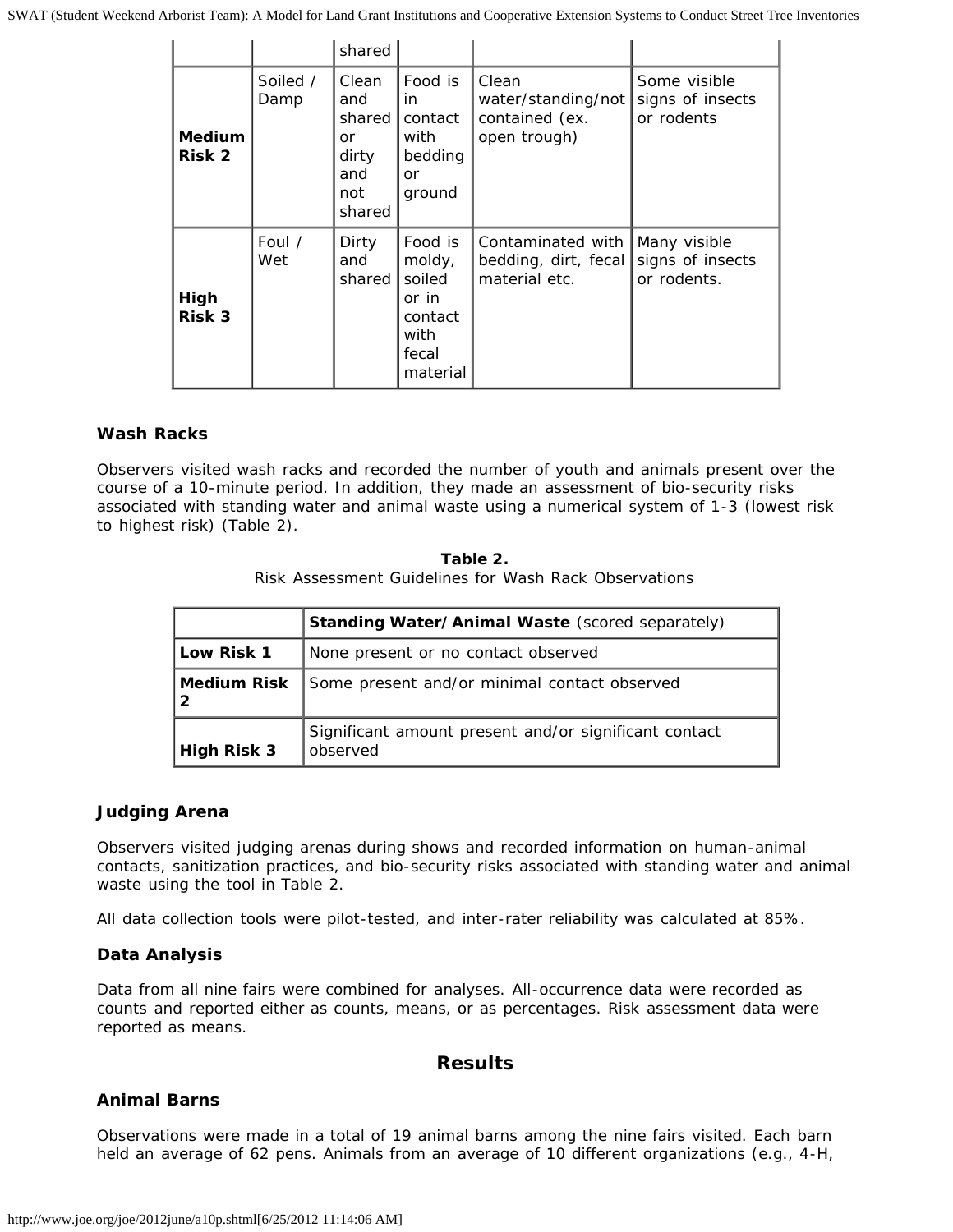| | | shared | | | |
|---|---|---|---|---|---|
| **Medium Risk 2** | Soiled / Damp | Clean and shared or dirty and not shared | Food is in contact with bedding or ground | Clean water/standing/not contained (ex. open trough) | Some visible signs of insects or rodents |
| **High Risk 3** | Foul / Wet | Dirty and shared | Food is moldy, soiled or in contact with fecal material | Contaminated with bedding, dirt, fecal material etc. | Many visible signs of insects or rodents. |

### Wash Racks

Observers visited wash racks and recorded the number of youth and animals present over the course of a 10-minute period. In addition, they made an assessment of bio-security risks associated with standing water and animal waste using a numerical system of 1-3 (lowest risk to highest risk) (Table 2).

**Table 2.**
Risk Assessment Guidelines for Wash Rack Observations

| | **Standing Water/Animal Waste** (scored separately) |
|---|---|
| **Low Risk 1** | None present or no contact observed |
| **Medium Risk 2** | Some present and/or minimal contact observed |
| **High Risk 3** | Significant amount present and/or significant contact observed |

### Judging Arena

Observers visited judging arenas during shows and recorded information on human-animal contacts, sanitization practices, and bio-security risks associated with standing water and animal waste using the tool in Table 2.

All data collection tools were pilot-tested, and inter-rater reliability was calculated at 85%.

### Data Analysis

Data from all nine fairs were combined for analyses. All-occurrence data were recorded as counts and reported either as counts, means, or as percentages. Risk assessment data were reported as means.

## Results

### Animal Barns

Observations were made in a total of 19 animal barns among the nine fairs visited. Each barn held an average of 62 pens. Animals from an average of 10 different organizations (e.g., 4-H,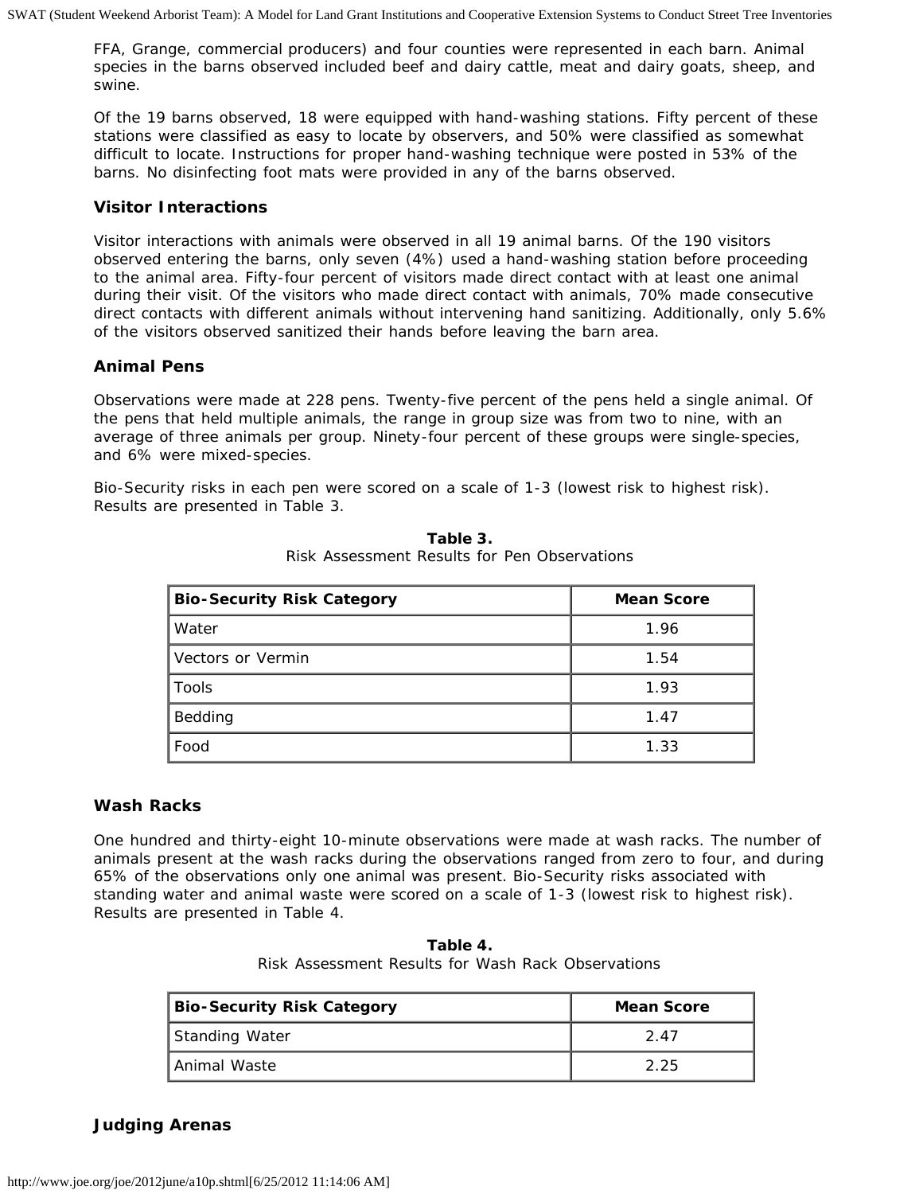FFA, Grange, commercial producers) and four counties were represented in each barn. Animal species in the barns observed included beef and dairy cattle, meat and dairy goats, sheep, and swine.

Of the 19 barns observed, 18 were equipped with hand-washing stations. Fifty percent of these stations were classified as easy to locate by observers, and 50% were classified as somewhat difficult to locate. Instructions for proper hand-washing technique were posted in 53% of the barns. No disinfecting foot mats were provided in any of the barns observed.

### Visitor Interactions

Visitor interactions with animals were observed in all 19 animal barns. Of the 190 visitors observed entering the barns, only seven (4%) used a hand-washing station before proceeding to the animal area. Fifty-four percent of visitors made direct contact with at least one animal during their visit. Of the visitors who made direct contact with animals, 70% made consecutive direct contacts with different animals without intervening hand sanitizing. Additionally, only 5.6% of the visitors observed sanitized their hands before leaving the barn area.

### Animal Pens

Observations were made at 228 pens. Twenty-five percent of the pens held a single animal. Of the pens that held multiple animals, the range in group size was from two to nine, with an average of three animals per group. Ninety-four percent of these groups were single-species, and 6% were mixed-species.

Bio-Security risks in each pen were scored on a scale of 1-3 (lowest risk to highest risk). Results are presented in Table 3.

**Table 3.**
Risk Assessment Results for Pen Observations

| Bio-Security Risk Category | Mean Score |
|---|---|
| Water | 1.96 |
| Vectors or Vermin | 1.54 |
| Tools | 1.93 |
| Bedding | 1.47 |
| Food | 1.33 |

### Wash Racks

One hundred and thirty-eight 10-minute observations were made at wash racks. The number of animals present at the wash racks during the observations ranged from zero to four, and during 65% of the observations only one animal was present. Bio-Security risks associated with standing water and animal waste were scored on a scale of 1-3 (lowest risk to highest risk). Results are presented in Table 4.

**Table 4.**
Risk Assessment Results for Wash Rack Observations

| Bio-Security Risk Category | Mean Score |
|---|---|
| Standing Water | 2.47 |
| Animal Waste | 2.25 |

### Judging Arenas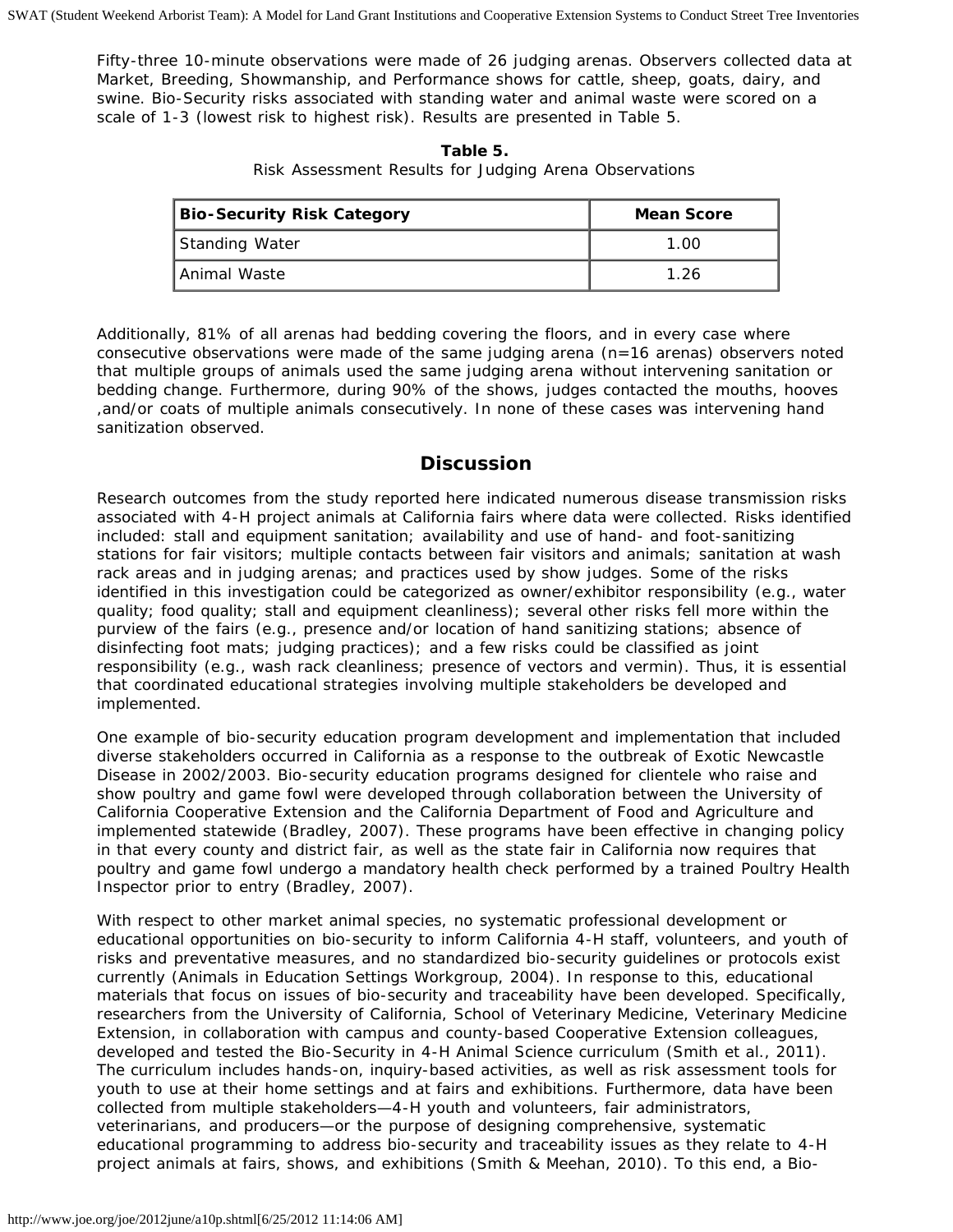Fifty-three 10-minute observations were made of 26 judging arenas. Observers collected data at Market, Breeding, Showmanship, and Performance shows for cattle, sheep, goats, dairy, and swine. Bio-Security risks associated with standing water and animal waste were scored on a scale of 1-3 (lowest risk to highest risk). Results are presented in Table 5.

**Table 5.**
Risk Assessment Results for Judging Arena Observations

| Bio-Security Risk Category | Mean Score |
| --- | --- |
| Standing Water | 1.00 |
| Animal Waste | 1.26 |

Additionally, 81% of all arenas had bedding covering the floors, and in every case where consecutive observations were made of the same judging arena (n=16 arenas) observers noted that multiple groups of animals used the same judging arena without intervening sanitation or bedding change. Furthermore, during 90% of the shows, judges contacted the mouths, hooves ,and/or coats of multiple animals consecutively. In none of these cases was intervening hand sanitization observed.

## Discussion

Research outcomes from the study reported here indicated numerous disease transmission risks associated with 4-H project animals at California fairs where data were collected. Risks identified included: stall and equipment sanitation; availability and use of hand- and foot-sanitizing stations for fair visitors; multiple contacts between fair visitors and animals; sanitation at wash rack areas and in judging arenas; and practices used by show judges. Some of the risks identified in this investigation could be categorized as owner/exhibitor responsibility (e.g., water quality; food quality; stall and equipment cleanliness); several other risks fell more within the purview of the fairs (e.g., presence and/or location of hand sanitizing stations; absence of disinfecting foot mats; judging practices); and a few risks could be classified as joint responsibility (e.g., wash rack cleanliness; presence of vectors and vermin). Thus, it is essential that coordinated educational strategies involving multiple stakeholders be developed and implemented.

One example of bio-security education program development and implementation that included diverse stakeholders occurred in California as a response to the outbreak of Exotic Newcastle Disease in 2002/2003. Bio-security education programs designed for clientele who raise and show poultry and game fowl were developed through collaboration between the University of California Cooperative Extension and the California Department of Food and Agriculture and implemented statewide (Bradley, 2007). These programs have been effective in changing policy in that every county and district fair, as well as the state fair in California now requires that poultry and game fowl undergo a mandatory health check performed by a trained Poultry Health Inspector prior to entry (Bradley, 2007).

With respect to other market animal species, no systematic professional development or educational opportunities on bio-security to inform California 4-H staff, volunteers, and youth of risks and preventative measures, and no standardized bio-security guidelines or protocols exist currently (Animals in Education Settings Workgroup, 2004). In response to this, educational materials that focus on issues of bio-security and traceability have been developed. Specifically, researchers from the University of California, School of Veterinary Medicine, Veterinary Medicine Extension, in collaboration with campus and county-based Cooperative Extension colleagues, developed and tested the Bio-Security in 4-H Animal Science curriculum (Smith et al., 2011). The curriculum includes hands-on, inquiry-based activities, as well as risk assessment tools for youth to use at their home settings and at fairs and exhibitions. Furthermore, data have been collected from multiple stakeholders—4-H youth and volunteers, fair administrators, veterinarians, and producers—or the purpose of designing comprehensive, systematic educational programming to address bio-security and traceability issues as they relate to 4-H project animals at fairs, shows, and exhibitions (Smith & Meehan, 2010). To this end, a Bio-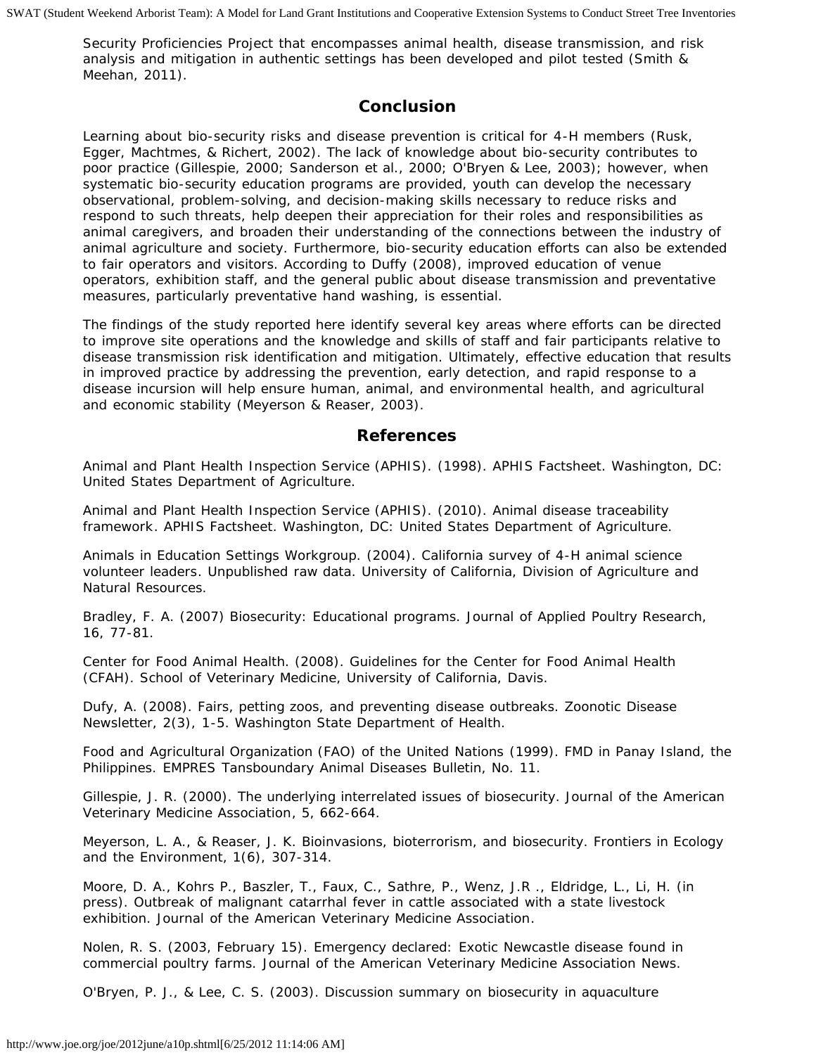Security Proficiencies Project that encompasses animal health, disease transmission, and risk analysis and mitigation in authentic settings has been developed and pilot tested (Smith & Meehan, 2011).

## Conclusion

Learning about bio-security risks and disease prevention is critical for 4-H members (Rusk, Egger, Machtmes, & Richert, 2002). The lack of knowledge about bio-security contributes to poor practice (Gillespie, 2000; Sanderson et al., 2000; O'Bryen & Lee, 2003); however, when systematic bio-security education programs are provided, youth can develop the necessary observational, problem-solving, and decision-making skills necessary to reduce risks and respond to such threats, help deepen their appreciation for their roles and responsibilities as animal caregivers, and broaden their understanding of the connections between the industry of animal agriculture and society. Furthermore, bio-security education efforts can also be extended to fair operators and visitors. According to Duffy (2008), improved education of venue operators, exhibition staff, and the general public about disease transmission and preventative measures, particularly preventative hand washing, is essential.

The findings of the study reported here identify several key areas where efforts can be directed to improve site operations and the knowledge and skills of staff and fair participants relative to disease transmission risk identification and mitigation. Ultimately, effective education that results in improved practice by addressing the prevention, early detection, and rapid response to a disease incursion will help ensure human, animal, and environmental health, and agricultural and economic stability (Meyerson & Reaser, 2003).

## References

Animal and Plant Health Inspection Service (APHIS). (1998). APHIS Factsheet. Washington, DC: United States Department of Agriculture.

Animal and Plant Health Inspection Service (APHIS). (2010). Animal disease traceability framework. APHIS Factsheet. Washington, DC: United States Department of Agriculture.

Animals in Education Settings Workgroup. (2004). California survey of 4-H animal science volunteer leaders. Unpublished raw data. University of California, Division of Agriculture and Natural Resources.

Bradley, F. A. (2007) Biosecurity: Educational programs. Journal of Applied Poultry Research, 16, 77-81.

Center for Food Animal Health. (2008). Guidelines for the Center for Food Animal Health (CFAH). School of Veterinary Medicine, University of California, Davis.

Dufy, A. (2008). Fairs, petting zoos, and preventing disease outbreaks. Zoonotic Disease Newsletter, 2(3), 1-5. Washington State Department of Health.

Food and Agricultural Organization (FAO) of the United Nations (1999). FMD in Panay Island, the Philippines. EMPRES Tansboundary Animal Diseases Bulletin, No. 11.

Gillespie, J. R. (2000). The underlying interrelated issues of biosecurity. Journal of the American Veterinary Medicine Association, 5, 662-664.

Meyerson, L. A., & Reaser, J. K. Bioinvasions, bioterrorism, and biosecurity. Frontiers in Ecology and the Environment, 1(6), 307-314.

Moore, D. A., Kohrs P., Baszler, T., Faux, C., Sathre, P., Wenz, J.R ., Eldridge, L., Li, H. (in press). Outbreak of malignant catarrhal fever in cattle associated with a state livestock exhibition. Journal of the American Veterinary Medicine Association.

Nolen, R. S. (2003, February 15). Emergency declared: Exotic Newcastle disease found in commercial poultry farms. Journal of the American Veterinary Medicine Association News.

O'Bryen, P. J., & Lee, C. S. (2003). Discussion summary on biosecurity in aquaculture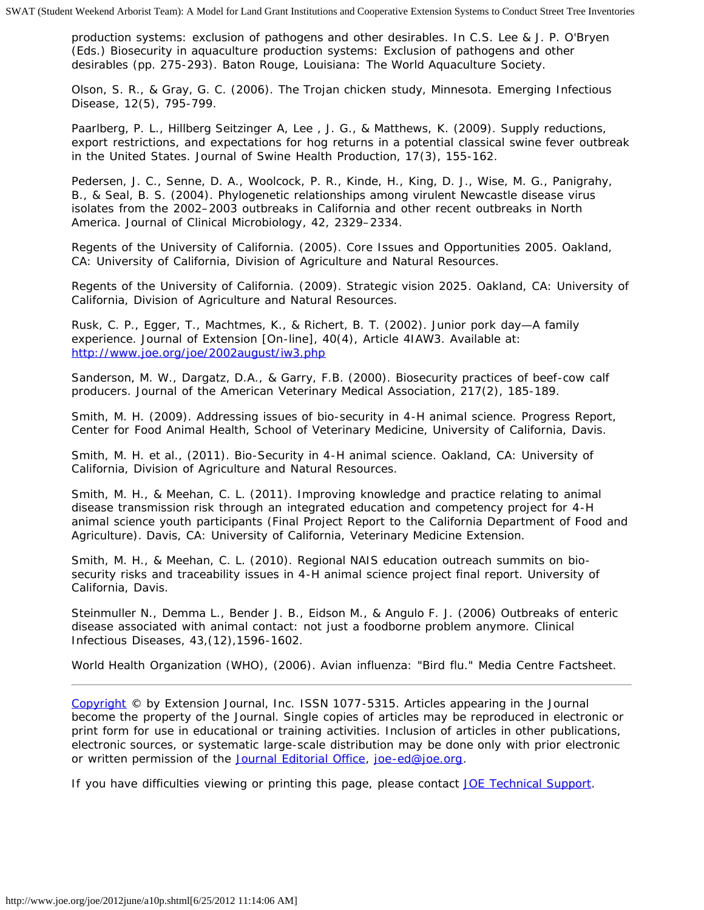production systems: exclusion of pathogens and other desirables. In C.S. Lee & J. P. O'Bryen (Eds.) Biosecurity in aquaculture production systems: Exclusion of pathogens and other desirables (pp. 275-293). Baton Rouge, Louisiana: The World Aquaculture Society.

Olson, S. R., & Gray, G. C. (2006). The Trojan chicken study, Minnesota. Emerging Infectious Disease, 12(5), 795-799.

Paarlberg, P. L., Hillberg Seitzinger A, Lee , J. G., & Matthews, K. (2009). Supply reductions, export restrictions, and expectations for hog returns in a potential classical swine fever outbreak in the United States. Journal of Swine Health Production, 17(3), 155-162.

Pedersen, J. C., Senne, D. A., Woolcock, P. R., Kinde, H., King, D. J., Wise, M. G., Panigrahy, B., & Seal, B. S. (2004). Phylogenetic relationships among virulent Newcastle disease virus isolates from the 2002–2003 outbreaks in California and other recent outbreaks in North America. Journal of Clinical Microbiology, 42, 2329–2334.

Regents of the University of California. (2005). Core Issues and Opportunities 2005. Oakland, CA: University of California, Division of Agriculture and Natural Resources.

Regents of the University of California. (2009). Strategic vision 2025. Oakland, CA: University of California, Division of Agriculture and Natural Resources.

Rusk, C. P., Egger, T., Machtmes, K., & Richert, B. T. (2002). Junior pork day—A family experience. Journal of Extension [On-line], 40(4), Article 4IAW3. Available at: [http://www.joe.org/joe/2002august/iw3.php](http://www.joe.org/joe/2002august/iw3.php)

Sanderson, M. W., Dargatz, D.A., & Garry, F.B. (2000). Biosecurity practices of beef-cow calf producers. Journal of the American Veterinary Medical Association, 217(2), 185-189.

Smith, M. H. (2009). Addressing issues of bio-security in 4-H animal science. Progress Report, Center for Food Animal Health, School of Veterinary Medicine, University of California, Davis.

Smith, M. H. et al., (2011). Bio-Security in 4-H animal science. Oakland, CA: University of California, Division of Agriculture and Natural Resources.

Smith, M. H., & Meehan, C. L. (2011). Improving knowledge and practice relating to animal disease transmission risk through an integrated education and competency project for 4-H animal science youth participants (Final Project Report to the California Department of Food and Agriculture). Davis, CA: University of California, Veterinary Medicine Extension.

Smith, M. H., & Meehan, C. L. (2010). Regional NAIS education outreach summits on bio-security risks and traceability issues in 4-H animal science project final report. University of California, Davis.

Steinmuller N., Demma L., Bender J. B., Eidson M., & Angulo F. J. (2006) Outbreaks of enteric disease associated with animal contact: not just a foodborne problem anymore. Clinical Infectious Diseases, 43,(12),1596-1602.

World Health Organization (WHO), (2006). Avian influenza: "Bird flu." Media Centre Factsheet.

---

[Copyright](#) © by Extension Journal, Inc. ISSN 1077-5315. Articles appearing in the Journal become the property of the Journal. Single copies of articles may be reproduced in electronic or print form for use in educational or training activities. Inclusion of articles in other publications, electronic sources, or systematic large-scale distribution may be done only with prior electronic or written permission of the [Journal Editorial Office](#), [joe-ed@joe.org](mailto:joe-ed@joe.org).

If you have difficulties viewing or printing this page, please contact [JOE Technical Support](#).